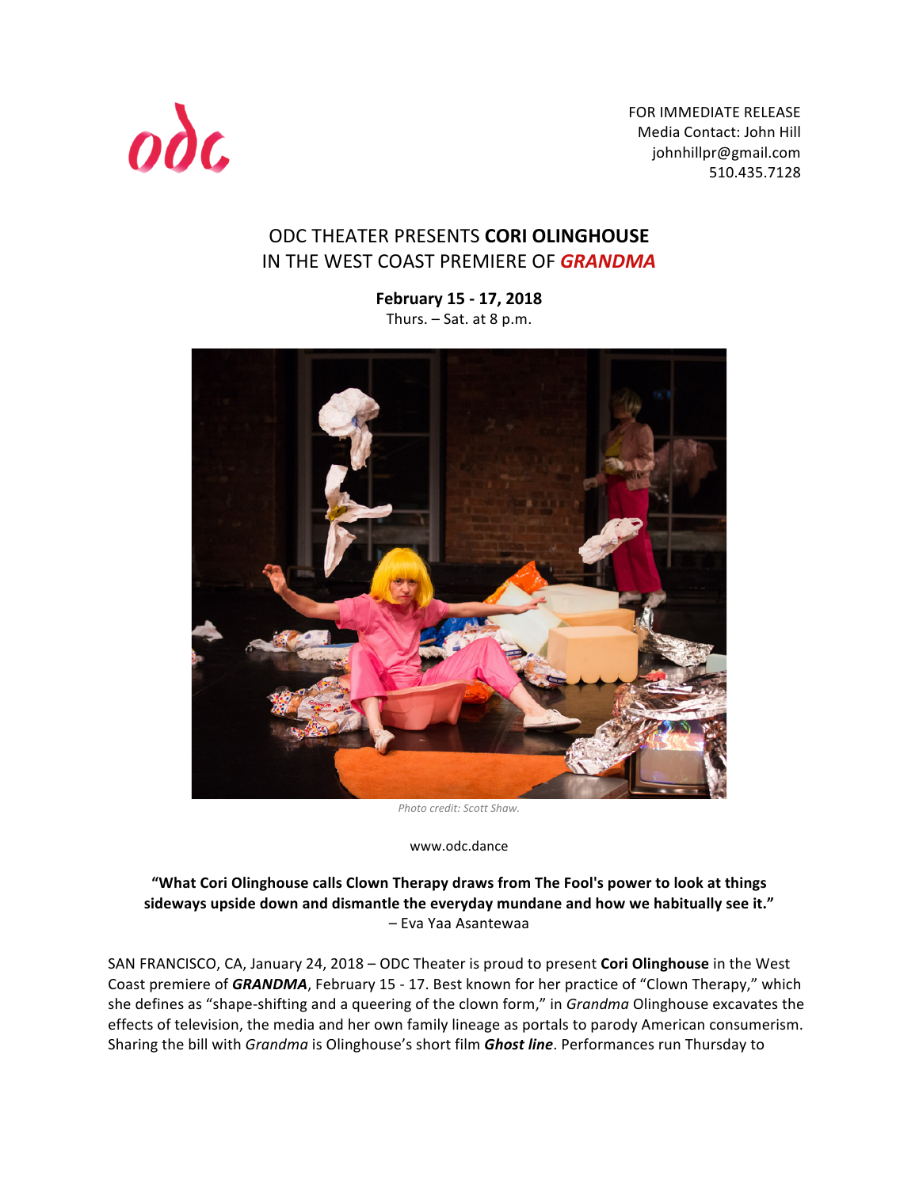odc

FOR IMMEDIATE RELEASE
Media Contact: John Hill
johnhillpr@gmail.com
510.435.7128

# ODC THEATER PRESENTS **CORI OLINGHOUSE**
# IN THE WEST COAST PREMIERE OF ***GRANDMA***

**February 15 - 17, 2018**
Thurs. – Sat. at 8 p.m.

*Photo credit: Scott Shaw.*

www.odc.dance

**"What Cori Olinghouse calls Clown Therapy draws from The Fool's power to look at things sideways upside down and dismantle the everyday mundane and how we habitually see it."**
– Eva Yaa Asantewaa

SAN FRANCISCO, CA, January 24, 2018 – ODC Theater is proud to present **Cori Olinghouse** in the West Coast premiere of ***GRANDMA***, February 15 - 17. Best known for her practice of "Clown Therapy," which she defines as "shape-shifting and a queering of the clown form," in *Grandma* Olinghouse excavates the effects of television, the media and her own family lineage as portals to parody American consumerism. Sharing the bill with *Grandma* is Olinghouse's short film ***Ghost line***. Performances run Thursday to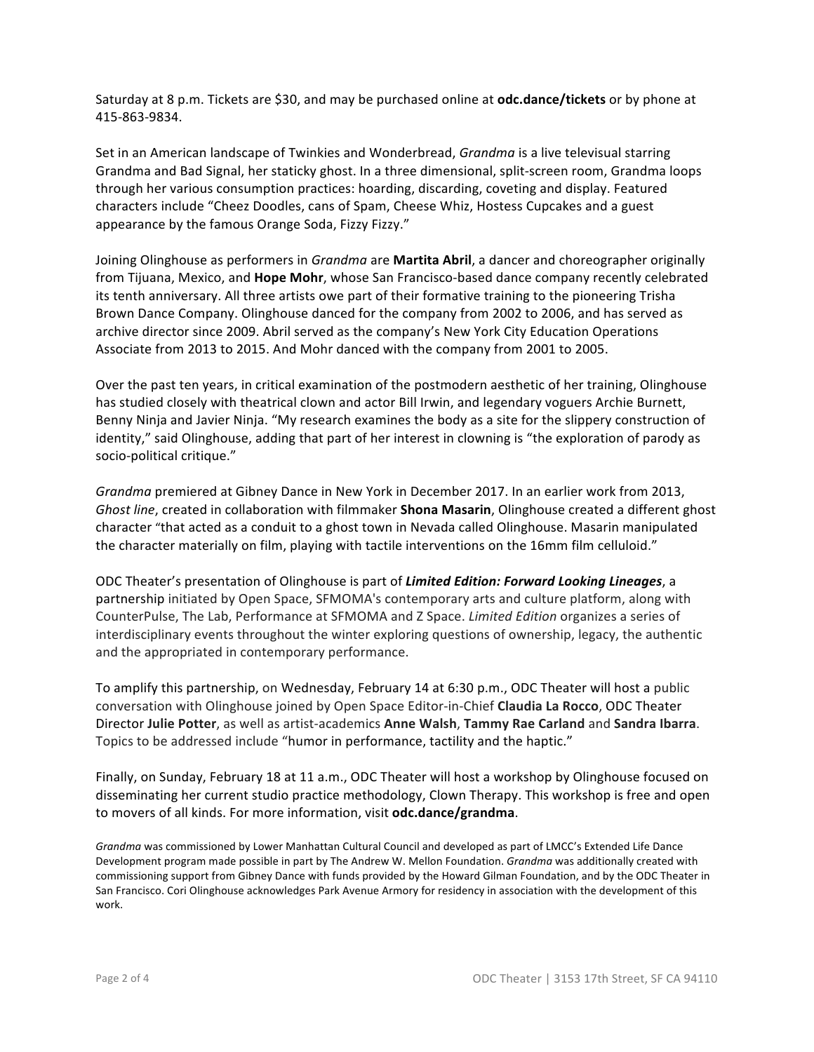Saturday at 8 p.m. Tickets are $30, and may be purchased online at **odc.dance/tickets** or by phone at 415-863-9834.

Set in an American landscape of Twinkies and Wonderbread, *Grandma* is a live televisual starring Grandma and Bad Signal, her staticky ghost. In a three dimensional, split-screen room, Grandma loops through her various consumption practices: hoarding, discarding, coveting and display. Featured characters include "Cheez Doodles, cans of Spam, Cheese Whiz, Hostess Cupcakes and a guest appearance by the famous Orange Soda, Fizzy Fizzy."

Joining Olinghouse as performers in *Grandma* are **Martita Abril**, a dancer and choreographer originally from Tijuana, Mexico, and **Hope Mohr**, whose San Francisco-based dance company recently celebrated its tenth anniversary. All three artists owe part of their formative training to the pioneering Trisha Brown Dance Company. Olinghouse danced for the company from 2002 to 2006, and has served as archive director since 2009. Abril served as the company's New York City Education Operations Associate from 2013 to 2015. And Mohr danced with the company from 2001 to 2005.

Over the past ten years, in critical examination of the postmodern aesthetic of her training, Olinghouse has studied closely with theatrical clown and actor Bill Irwin, and legendary voguers Archie Burnett, Benny Ninja and Javier Ninja. "My research examines the body as a site for the slippery construction of identity," said Olinghouse, adding that part of her interest in clowning is "the exploration of parody as socio-political critique."

*Grandma* premiered at Gibney Dance in New York in December 2017. In an earlier work from 2013, *Ghost line*, created in collaboration with filmmaker **Shona Masarin**, Olinghouse created a different ghost character "that acted as a conduit to a ghost town in Nevada called Olinghouse. Masarin manipulated the character materially on film, playing with tactile interventions on the 16mm film celluloid."

ODC Theater's presentation of Olinghouse is part of ***Limited Edition: Forward Looking Lineages***, a partnership initiated by Open Space, SFMOMA's contemporary arts and culture platform, along with CounterPulse, The Lab, Performance at SFMOMA and Z Space. *Limited Edition* organizes a series of interdisciplinary events throughout the winter exploring questions of ownership, legacy, the authentic and the appropriated in contemporary performance.

To amplify this partnership, on Wednesday, February 14 at 6:30 p.m., ODC Theater will host a public conversation with Olinghouse joined by Open Space Editor-in-Chief **Claudia La Rocco**, ODC Theater Director **Julie Potter**, as well as artist-academics **Anne Walsh**, **Tammy Rae Carland** and **Sandra Ibarra**. Topics to be addressed include "humor in performance, tactility and the haptic."

Finally, on Sunday, February 18 at 11 a.m., ODC Theater will host a workshop by Olinghouse focused on disseminating her current studio practice methodology, Clown Therapy. This workshop is free and open to movers of all kinds. For more information, visit **odc.dance/grandma**.

*Grandma* was commissioned by Lower Manhattan Cultural Council and developed as part of LMCC's Extended Life Dance Development program made possible in part by The Andrew W. Mellon Foundation. *Grandma* was additionally created with commissioning support from Gibney Dance with funds provided by the Howard Gilman Foundation, and by the ODC Theater in San Francisco. Cori Olinghouse acknowledges Park Avenue Armory for residency in association with the development of this work.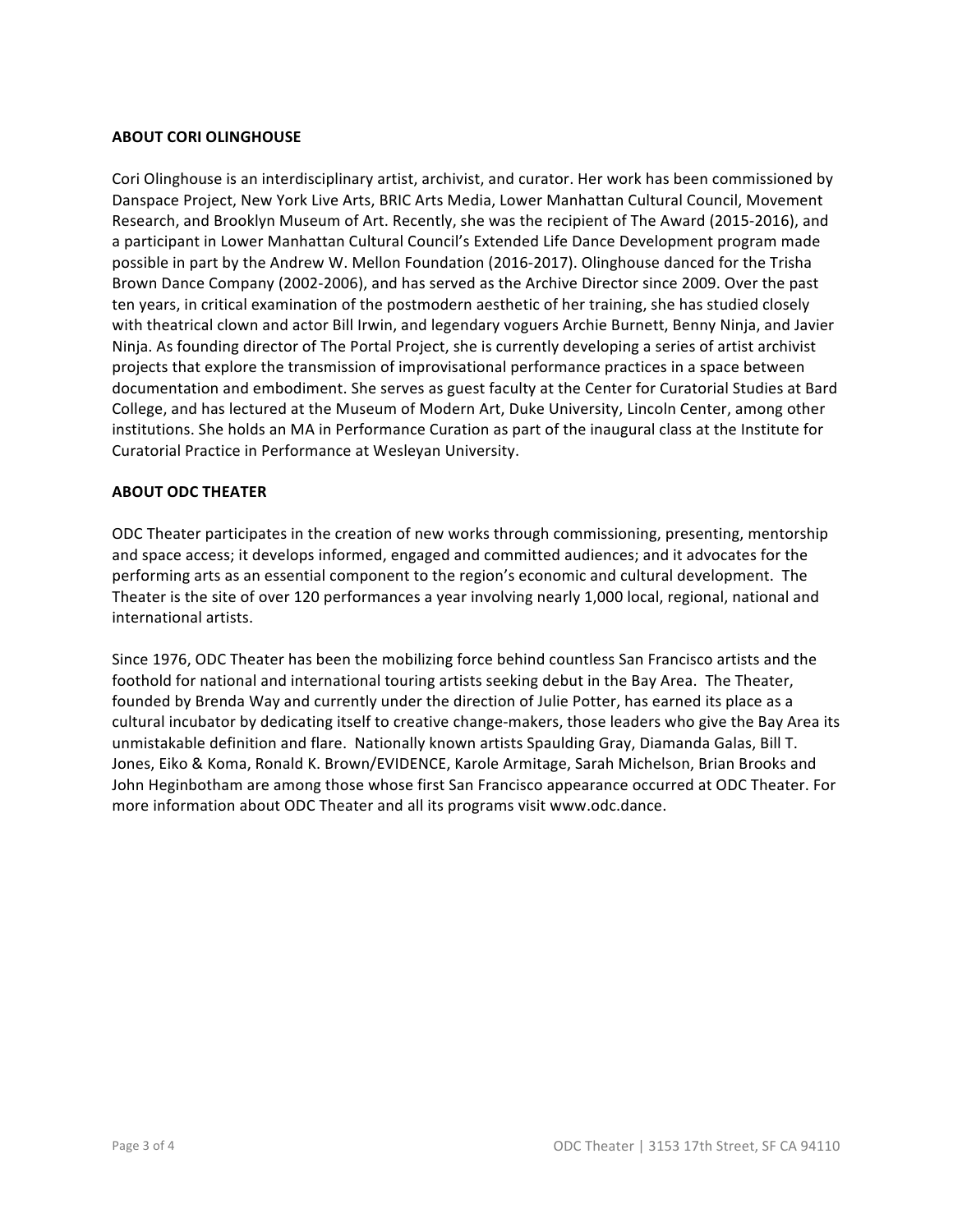## ABOUT CORI OLINGHOUSE

Cori Olinghouse is an interdisciplinary artist, archivist, and curator. Her work has been commissioned by Danspace Project, New York Live Arts, BRIC Arts Media, Lower Manhattan Cultural Council, Movement Research, and Brooklyn Museum of Art. Recently, she was the recipient of The Award (2015-2016), and a participant in Lower Manhattan Cultural Council's Extended Life Dance Development program made possible in part by the Andrew W. Mellon Foundation (2016-2017). Olinghouse danced for the Trisha Brown Dance Company (2002-2006), and has served as the Archive Director since 2009. Over the past ten years, in critical examination of the postmodern aesthetic of her training, she has studied closely with theatrical clown and actor Bill Irwin, and legendary voguers Archie Burnett, Benny Ninja, and Javier Ninja. As founding director of The Portal Project, she is currently developing a series of artist archivist projects that explore the transmission of improvisational performance practices in a space between documentation and embodiment. She serves as guest faculty at the Center for Curatorial Studies at Bard College, and has lectured at the Museum of Modern Art, Duke University, Lincoln Center, among other institutions. She holds an MA in Performance Curation as part of the inaugural class at the Institute for Curatorial Practice in Performance at Wesleyan University.

## ABOUT ODC THEATER

ODC Theater participates in the creation of new works through commissioning, presenting, mentorship and space access; it develops informed, engaged and committed audiences; and it advocates for the performing arts as an essential component to the region's economic and cultural development. The Theater is the site of over 120 performances a year involving nearly 1,000 local, regional, national and international artists.

Since 1976, ODC Theater has been the mobilizing force behind countless San Francisco artists and the foothold for national and international touring artists seeking debut in the Bay Area. The Theater, founded by Brenda Way and currently under the direction of Julie Potter, has earned its place as a cultural incubator by dedicating itself to creative change-makers, those leaders who give the Bay Area its unmistakable definition and flare. Nationally known artists Spaulding Gray, Diamanda Galas, Bill T. Jones, Eiko & Koma, Ronald K. Brown/EVIDENCE, Karole Armitage, Sarah Michelson, Brian Brooks and John Heginbotham are among those whose first San Francisco appearance occurred at ODC Theater. For more information about ODC Theater and all its programs visit www.odc.dance.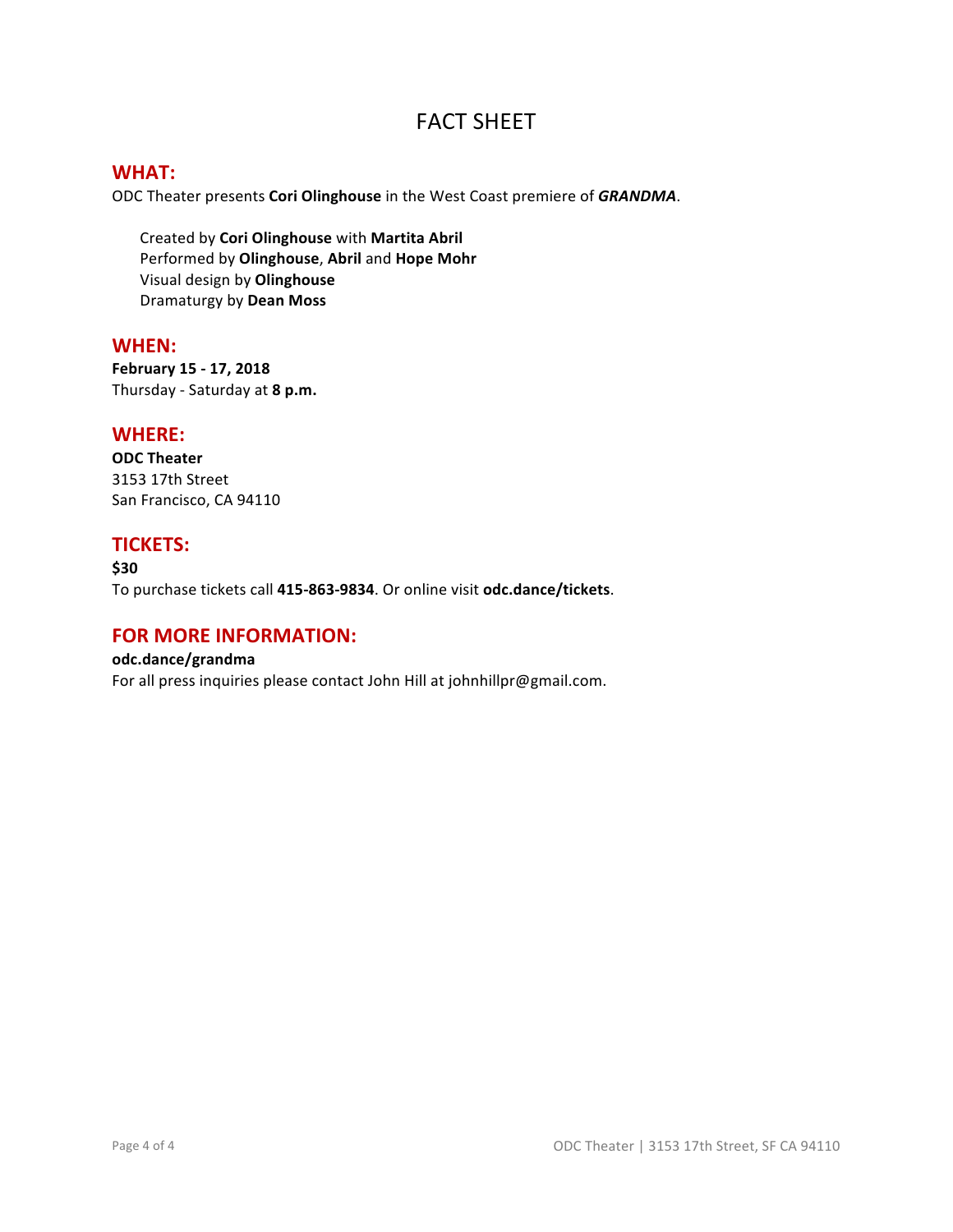# FACT SHEET

## WHAT:

ODC Theater presents **Cori Olinghouse** in the West Coast premiere of ***GRANDMA***.

Created by **Cori Olinghouse** with **Martita Abril**
Performed by **Olinghouse**, **Abril** and **Hope Mohr**
Visual design by **Olinghouse**
Dramaturgy by **Dean Moss**

## WHEN:

**February 15 - 17, 2018**
Thursday - Saturday at **8 p.m.**

## WHERE:

**ODC Theater**
3153 17th Street
San Francisco, CA 94110

## TICKETS:

**$30**
To purchase tickets call **415-863-9834**. Or online visit **odc.dance/tickets**.

## FOR MORE INFORMATION:

**odc.dance/grandma**
For all press inquiries please contact John Hill at johnhillpr@gmail.com.